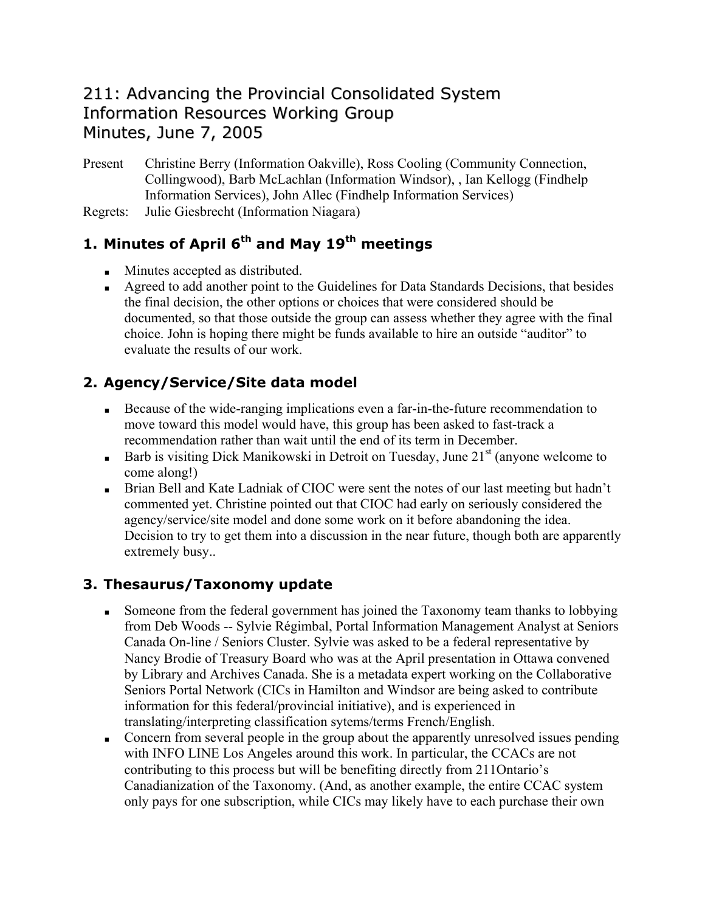# 211: Advancing the Provincial Consolidated System
# Information Resources Working Group
# Minutes, June 7, 2005

Present Christine Berry (Information Oakville), Ross Cooling (Community Connection, Collingwood), Barb McLachlan (Information Windsor), , Ian Kellogg (Findhelp Information Services), John Allec (Findhelp Information Services)

Regrets: Julie Giesbrecht (Information Niagara)

## 1. Minutes of April 6th and May 19th meetings

- Minutes accepted as distributed.
- Agreed to add another point to the Guidelines for Data Standards Decisions, that besides the final decision, the other options or choices that were considered should be documented, so that those outside the group can assess whether they agree with the final choice. John is hoping there might be funds available to hire an outside "auditor" to evaluate the results of our work.

## 2. Agency/Service/Site data model

- Because of the wide-ranging implications even a far-in-the-future recommendation to move toward this model would have, this group has been asked to fast-track a recommendation rather than wait until the end of its term in December.
- Barb is visiting Dick Manikowski in Detroit on Tuesday, June 21st (anyone welcome to come along!)
- Brian Bell and Kate Ladniak of CIOC were sent the notes of our last meeting but hadn't commented yet. Christine pointed out that CIOC had early on seriously considered the agency/service/site model and done some work on it before abandoning the idea. Decision to try to get them into a discussion in the near future, though both are apparently extremely busy..

## 3. Thesaurus/Taxonomy update

- Someone from the federal government has joined the Taxonomy team thanks to lobbying from Deb Woods -- Sylvie Régimbal, Portal Information Management Analyst at Seniors Canada On-line / Seniors Cluster. Sylvie was asked to be a federal representative by Nancy Brodie of Treasury Board who was at the April presentation in Ottawa convened by Library and Archives Canada. She is a metadata expert working on the Collaborative Seniors Portal Network (CICs in Hamilton and Windsor are being asked to contribute information for this federal/provincial initiative), and is experienced in translating/interpreting classification sytems/terms French/English.
- Concern from several people in the group about the apparently unresolved issues pending with INFO LINE Los Angeles around this work. In particular, the CCACs are not contributing to this process but will be benefiting directly from 211Ontario's Canadianization of the Taxonomy. (And, as another example, the entire CCAC system only pays for one subscription, while CICs may likely have to each purchase their own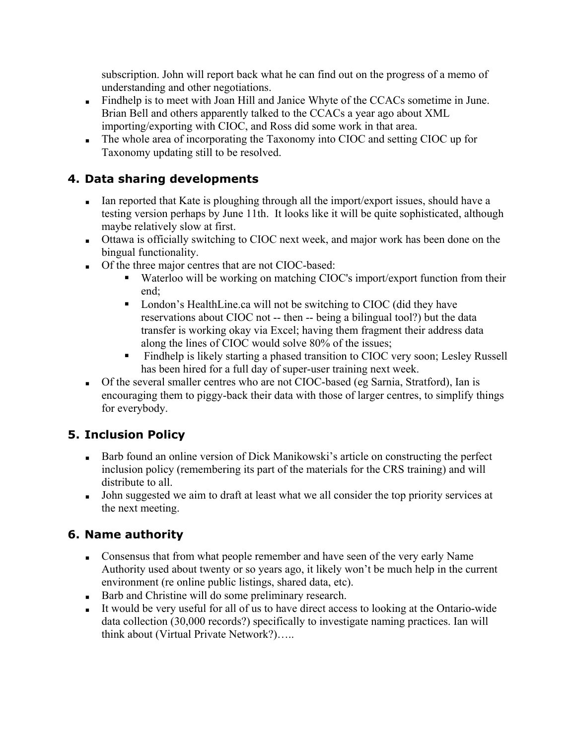subscription. John will report back what he can find out on the progress of a memo of understanding and other negotiations.

- Findhelp is to meet with Joan Hill and Janice Whyte of the CCACs sometime in June. Brian Bell and others apparently talked to the CCACs a year ago about XML importing/exporting with CIOC, and Ross did some work in that area.
- The whole area of incorporating the Taxonomy into CIOC and setting CIOC up for Taxonomy updating still to be resolved.

## 4. Data sharing developments

- Ian reported that Kate is ploughing through all the import/export issues, should have a testing version perhaps by June 11th. It looks like it will be quite sophisticated, although maybe relatively slow at first.
- Ottawa is officially switching to CIOC next week, and major work has been done on the bingual functionality.
- Of the three major centres that are not CIOC-based:
  - Waterloo will be working on matching CIOC's import/export function from their end;
  - London's HealthLine.ca will not be switching to CIOC (did they have reservations about CIOC not -- then -- being a bilingual tool?) but the data transfer is working okay via Excel; having them fragment their address data along the lines of CIOC would solve 80% of the issues;
  - Findhelp is likely starting a phased transition to CIOC very soon; Lesley Russell has been hired for a full day of super-user training next week.
- Of the several smaller centres who are not CIOC-based (eg Sarnia, Stratford), Ian is encouraging them to piggy-back their data with those of larger centres, to simplify things for everybody.

## 5. Inclusion Policy

- Barb found an online version of Dick Manikowski's article on constructing the perfect inclusion policy (remembering its part of the materials for the CRS training) and will distribute to all.
- John suggested we aim to draft at least what we all consider the top priority services at the next meeting.

## 6. Name authority

- Consensus that from what people remember and have seen of the very early Name Authority used about twenty or so years ago, it likely won't be much help in the current environment (re online public listings, shared data, etc).
- Barb and Christine will do some preliminary research.
- It would be very useful for all of us to have direct access to looking at the Ontario-wide data collection (30,000 records?) specifically to investigate naming practices. Ian will think about (Virtual Private Network?)…..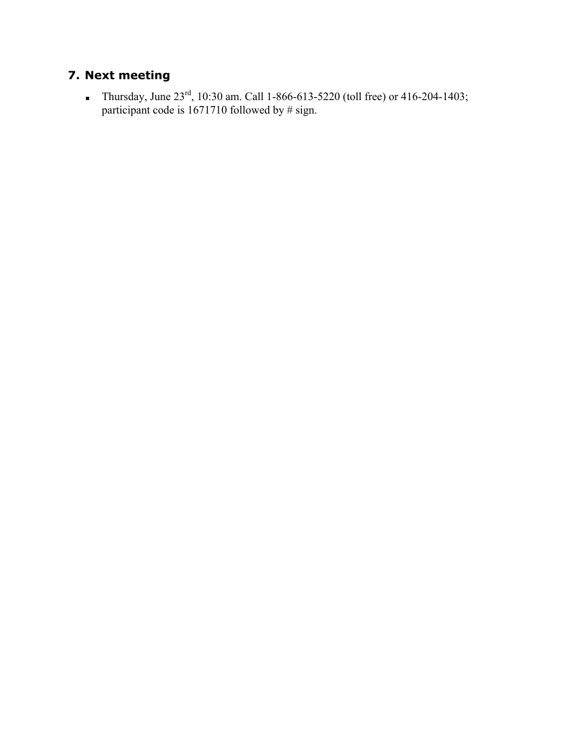## 7. Next meeting

- Thursday, June 23rd, 10:30 am. Call 1-866-613-5220 (toll free) or 416-204-1403; participant code is 1671710 followed by # sign.